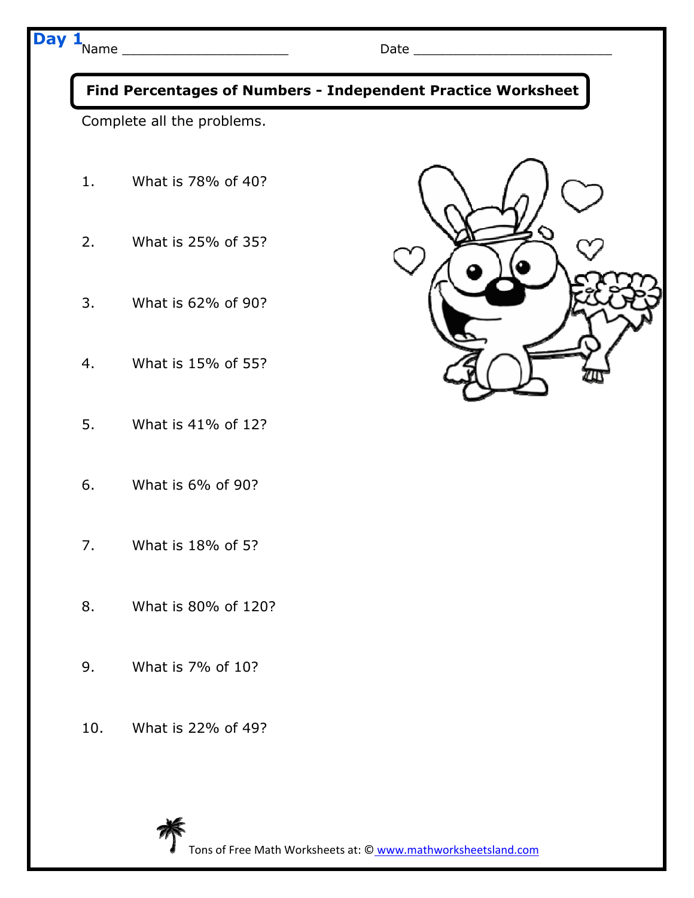**Day 1** Name ____________________ Date _________________________

## Find Percentages of Numbers - Independent Practice Worksheet

Complete all the problems.

1. What is 78% of 40?

2. What is 25% of 35?

3. What is 62% of 90?

4. What is 15% of 55?

5. What is 41% of 12?

6. What is 6% of 90?

7. What is 18% of 5?

8. What is 80% of 120?

9. What is 7% of 10?

10. What is 22% of 49?

Tons of Free Math Worksheets at: © www.mathworksheetsland.com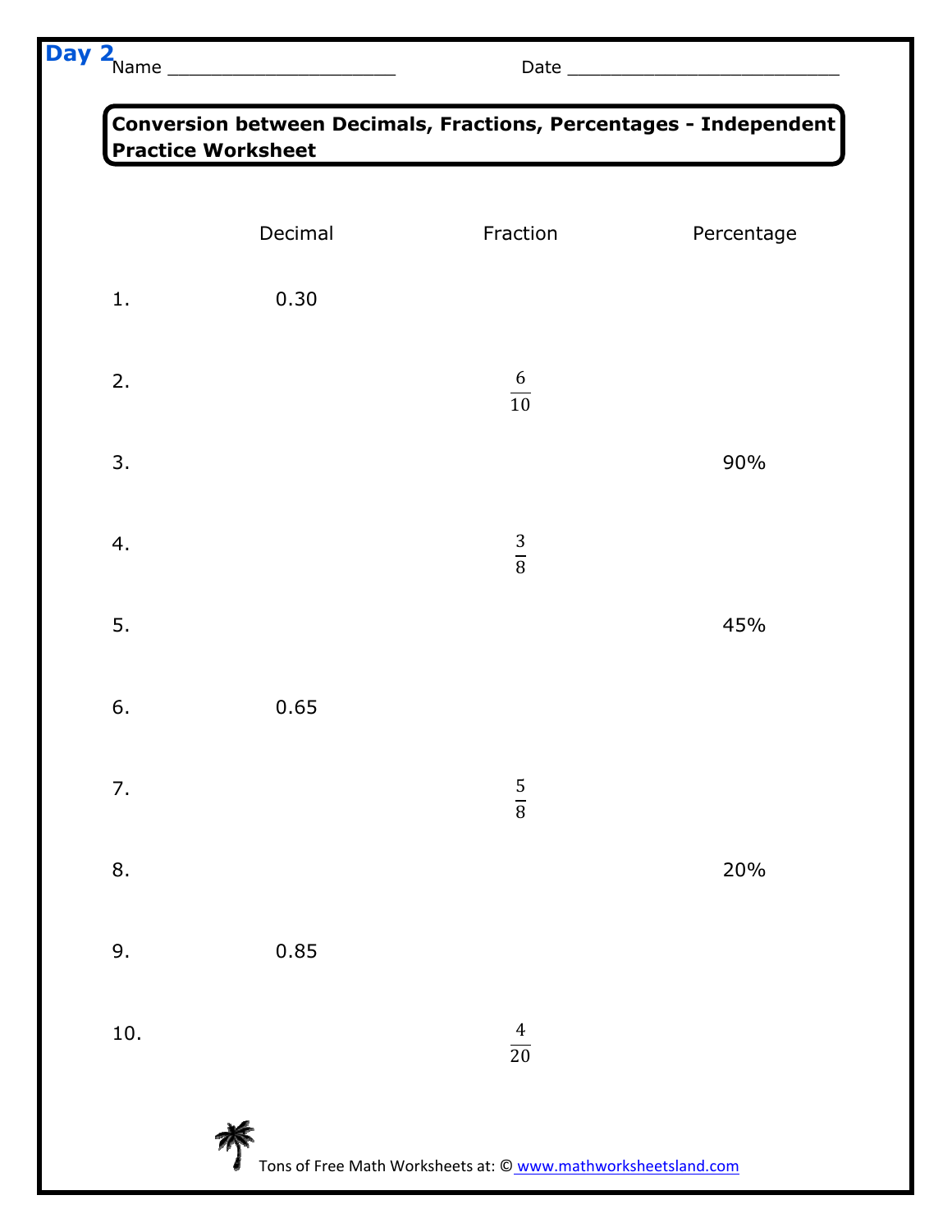Day 2

Name ______________________ Date __________________________

**Conversion between Decimals, Fractions, Percentages - Independent Practice Worksheet**

|  | Decimal | Fraction | Percentage |
|---|---|---|---|
| 1. | 0.30 | | |
| 2. | | $\frac{6}{10}$ | |
| 3. | | | 90% |
| 4. | | $\frac{3}{8}$ | |
| 5. | | | 45% |
| 6. | 0.65 | | |
| 7. | | $\frac{5}{8}$ | |
| 8. | | | 20% |
| 9. | 0.85 | | |
| 10. | | $\frac{4}{20}$ | |

Tons of Free Math Worksheets at: © www.mathworksheetsland.com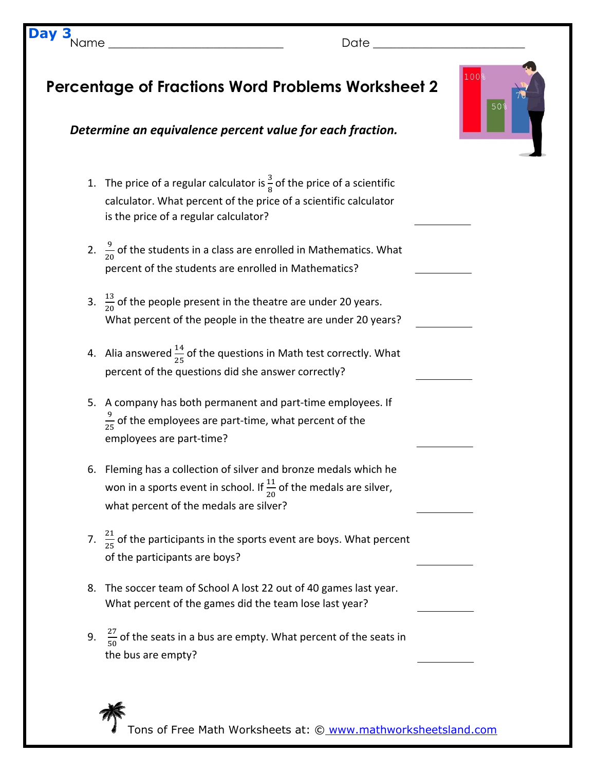**Day 3**

Name ____________________________ Date ________________________

# Percentage of Fractions Word Problems Worksheet 2

***Determine an equivalence percent value for each fraction.***

1. The price of a regular calculator is $\frac{3}{8}$ of the price of a scientific calculator. What percent of the price of a scientific calculator is the price of a regular calculator? __________

2. $\frac{9}{20}$ of the students in a class are enrolled in Mathematics. What percent of the students are enrolled in Mathematics? __________

3. $\frac{13}{20}$ of the people present in the theatre are under 20 years. What percent of the people in the theatre are under 20 years? __________

4. Alia answered $\frac{14}{25}$ of the questions in Math test correctly. What percent of the questions did she answer correctly? __________

5. A company has both permanent and part-time employees. If $\frac{9}{25}$ of the employees are part-time, what percent of the employees are part-time? __________

6. Fleming has a collection of silver and bronze medals which he won in a sports event in school. If $\frac{11}{20}$ of the medals are silver, what percent of the medals are silver? __________

7. $\frac{21}{25}$ of the participants in the sports event are boys. What percent of the participants are boys? __________

8. The soccer team of School A lost 22 out of 40 games last year. What percent of the games did the team lose last year? __________

9. $\frac{27}{50}$ of the seats in a bus are empty. What percent of the seats in the bus are empty? __________

Tons of Free Math Worksheets at: © www.mathworksheetsland.com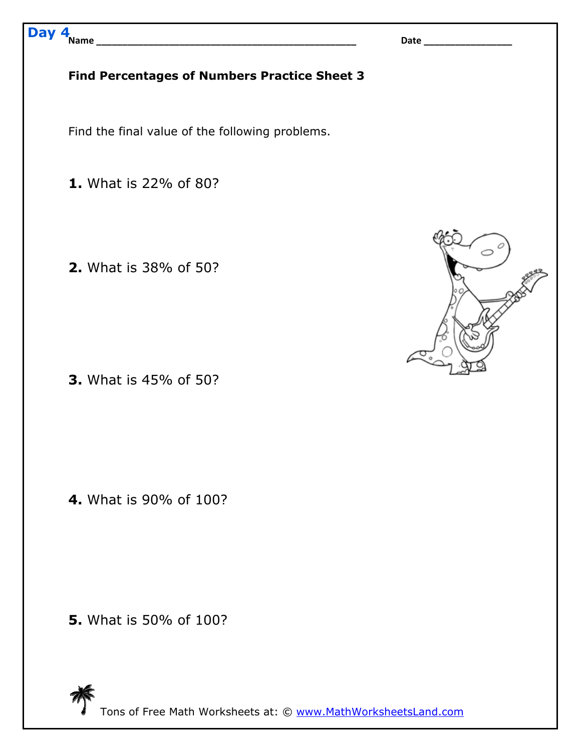Day 4

Name ______________________________________________ Date _______________

**Find Percentages of Numbers Practice Sheet 3**

Find the final value of the following problems.

**1.** What is 22% of 80?

**2.** What is 38% of 50?

**3.** What is 45% of 50?

**4.** What is 90% of 100?

**5.** What is 50% of 100?

Tons of Free Math Worksheets at: © www.MathWorksheetsLand.com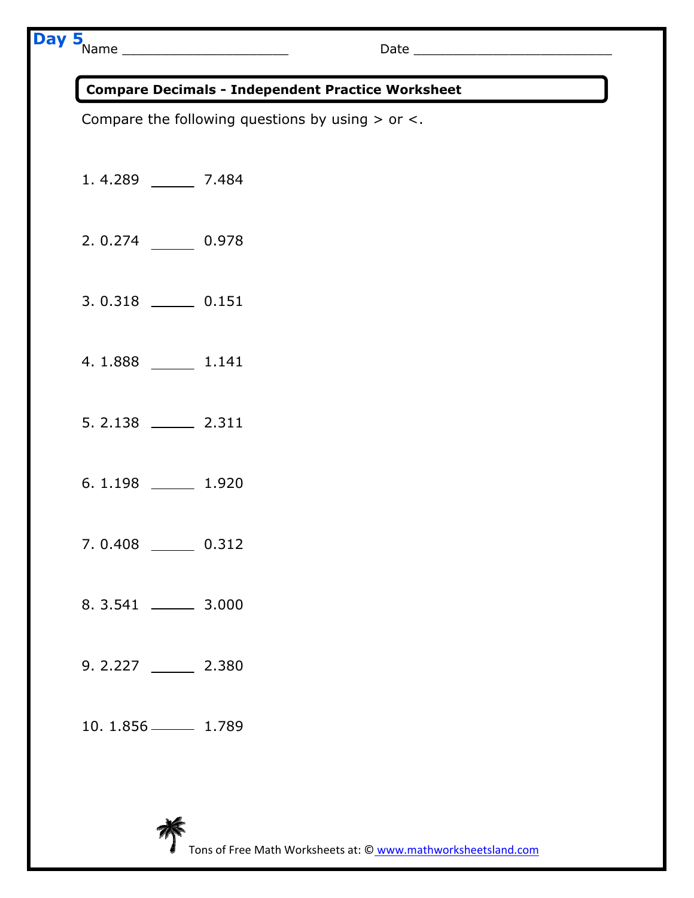**Day 5**

Name ____________________ Date ________________________

## Compare Decimals - Independent Practice Worksheet

Compare the following questions by using > or <.

1. 4.289 _____ 7.484

2. 0.274 _____ 0.978

3. 0.318 _____ 0.151

4. 1.888 _____ 1.141

5. 2.138 _____ 2.311

6. 1.198 _____ 1.920

7. 0.408 _____ 0.312

8. 3.541 _____ 3.000

9. 2.227 _____ 2.380

10. 1.856 _____ 1.789

Tons of Free Math Worksheets at: © www.mathworksheetsland.com